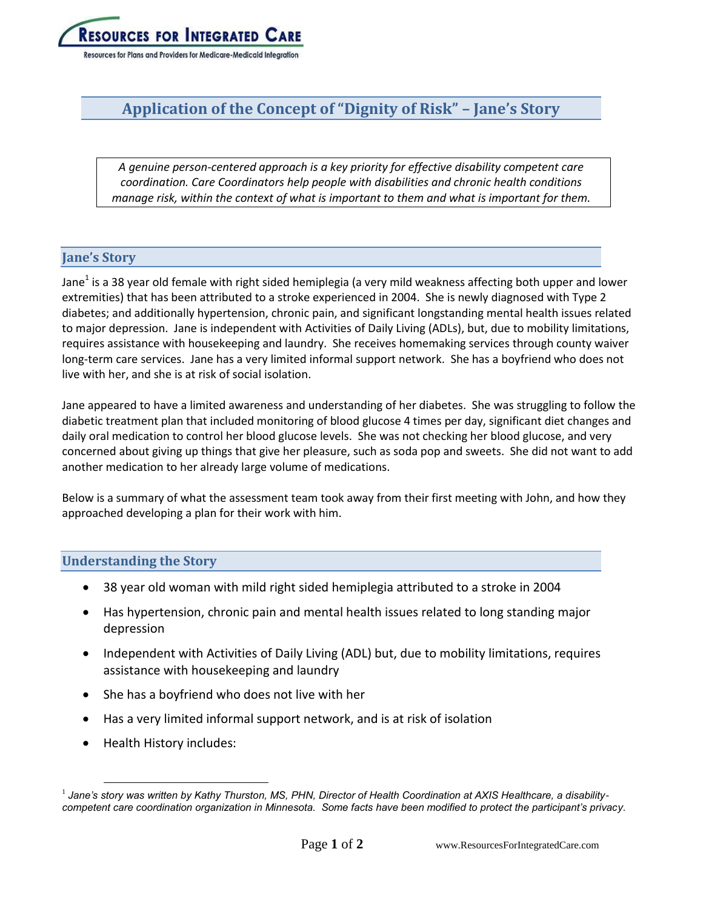RESOURCES FOR INTEGRATED CARE

Resources for Plans and Providers for Medicare-Medicaid Integration

# Application of the Concept of "Dignity of Risk" – Jane's Story

*A genuine person-centered approach is a key priority for effective disability competent care coordination. Care Coordinators help people with disabilities and chronic health conditions manage risk, within the context of what is important to them and what is important for them.*

## Jane's Story

Jane[1] is a 38 year old female with right sided hemiplegia (a very mild weakness affecting both upper and lower extremities) that has been attributed to a stroke experienced in 2004. She is newly diagnosed with Type 2 diabetes; and additionally hypertension, chronic pain, and significant longstanding mental health issues related to major depression. Jane is independent with Activities of Daily Living (ADLs), but, due to mobility limitations, requires assistance with housekeeping and laundry. She receives homemaking services through county waiver long-term care services. Jane has a very limited informal support network. She has a boyfriend who does not live with her, and she is at risk of social isolation.

Jane appeared to have a limited awareness and understanding of her diabetes. She was struggling to follow the diabetic treatment plan that included monitoring of blood glucose 4 times per day, significant diet changes and daily oral medication to control her blood glucose levels. She was not checking her blood glucose, and very concerned about giving up things that give her pleasure, such as soda pop and sweets. She did not want to add another medication to her already large volume of medications.

Below is a summary of what the assessment team took away from their first meeting with John, and how they approached developing a plan for their work with him.

## Understanding the Story

- 38 year old woman with mild right sided hemiplegia attributed to a stroke in 2004
- Has hypertension, chronic pain and mental health issues related to long standing major depression
- Independent with Activities of Daily Living (ADL) but, due to mobility limitations, requires assistance with housekeeping and laundry
- She has a boyfriend who does not live with her
- Has a very limited informal support network, and is at risk of isolation
- Health History includes:

[1] *Jane's story was written by Kathy Thurston, MS, PHN, Director of Health Coordination at AXIS Healthcare, a disability-competent care coordination organization in Minnesota. Some facts have been modified to protect the participant's privacy.*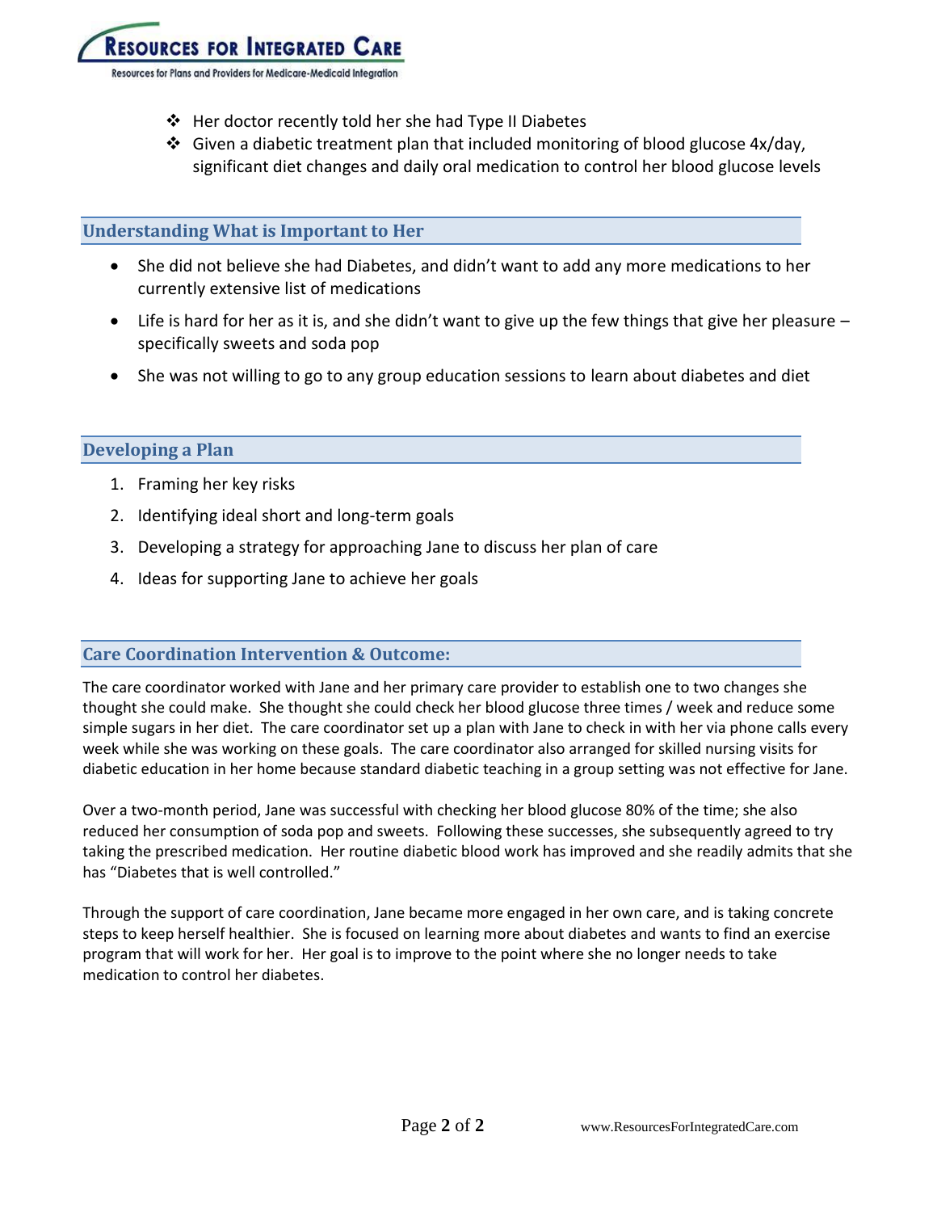- Her doctor recently told her she had Type II Diabetes
- Given a diabetic treatment plan that included monitoring of blood glucose 4x/day, significant diet changes and daily oral medication to control her blood glucose levels

## Understanding What is Important to Her

- She did not believe she had Diabetes, and didn't want to add any more medications to her currently extensive list of medications
- Life is hard for her as it is, and she didn't want to give up the few things that give her pleasure – specifically sweets and soda pop
- She was not willing to go to any group education sessions to learn about diabetes and diet

## Developing a Plan

1. Framing her key risks
2. Identifying ideal short and long-term goals
3. Developing a strategy for approaching Jane to discuss her plan of care
4. Ideas for supporting Jane to achieve her goals

## Care Coordination Intervention & Outcome:

The care coordinator worked with Jane and her primary care provider to establish one to two changes she thought she could make. She thought she could check her blood glucose three times / week and reduce some simple sugars in her diet. The care coordinator set up a plan with Jane to check in with her via phone calls every week while she was working on these goals. The care coordinator also arranged for skilled nursing visits for diabetic education in her home because standard diabetic teaching in a group setting was not effective for Jane.

Over a two-month period, Jane was successful with checking her blood glucose 80% of the time; she also reduced her consumption of soda pop and sweets. Following these successes, she subsequently agreed to try taking the prescribed medication. Her routine diabetic blood work has improved and she readily admits that she has "Diabetes that is well controlled."

Through the support of care coordination, Jane became more engaged in her own care, and is taking concrete steps to keep herself healthier. She is focused on learning more about diabetes and wants to find an exercise program that will work for her. Her goal is to improve to the point where she no longer needs to take medication to control her diabetes.